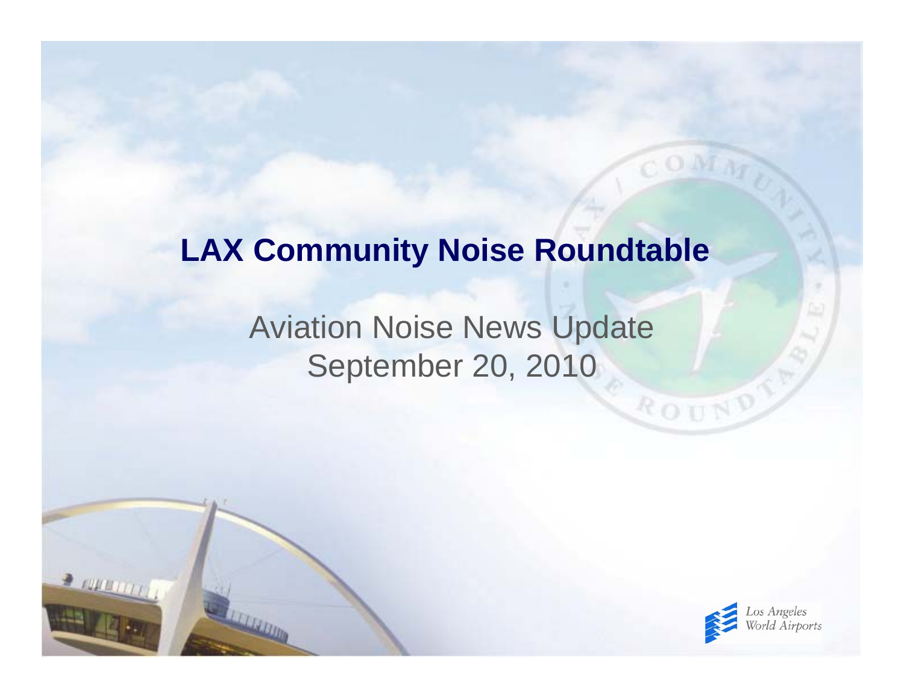# LAX Community Noise Roundtable

Aviation Noise News Update
September 20, 2010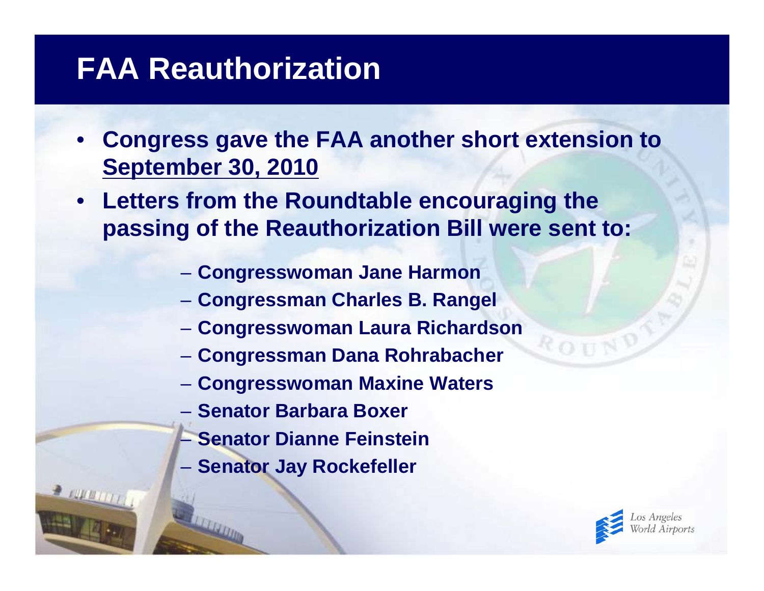# FAA Reauthorization

- Congress gave the FAA another short extension to September 30, 2010
- Letters from the Roundtable encouraging the passing of the Reauthorization Bill were sent to:
  - Congresswoman Jane Harmon
  - Congressman Charles B. Rangel
  - Congresswoman Laura Richardson
  - Congressman Dana Rohrabacher
  - Congresswoman Maxine Waters
  - Senator Barbara Boxer
  - Senator Dianne Feinstein
  - Senator Jay Rockefeller

Los Angeles World Airports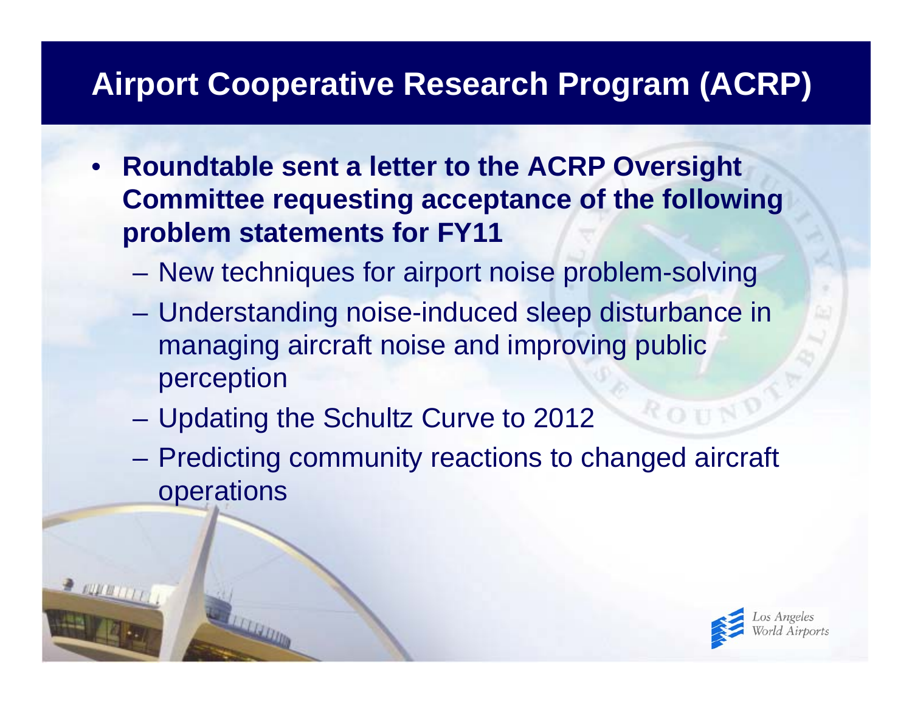# Airport Cooperative Research Program (ACRP)

- **Roundtable sent a letter to the ACRP Oversight Committee requesting acceptance of the following problem statements for FY11**
  - New techniques for airport noise problem-solving
  - Understanding noise-induced sleep disturbance in managing aircraft noise and improving public perception
  - Updating the Schultz Curve to 2012
  - Predicting community reactions to changed aircraft operations

Los Angeles World Airports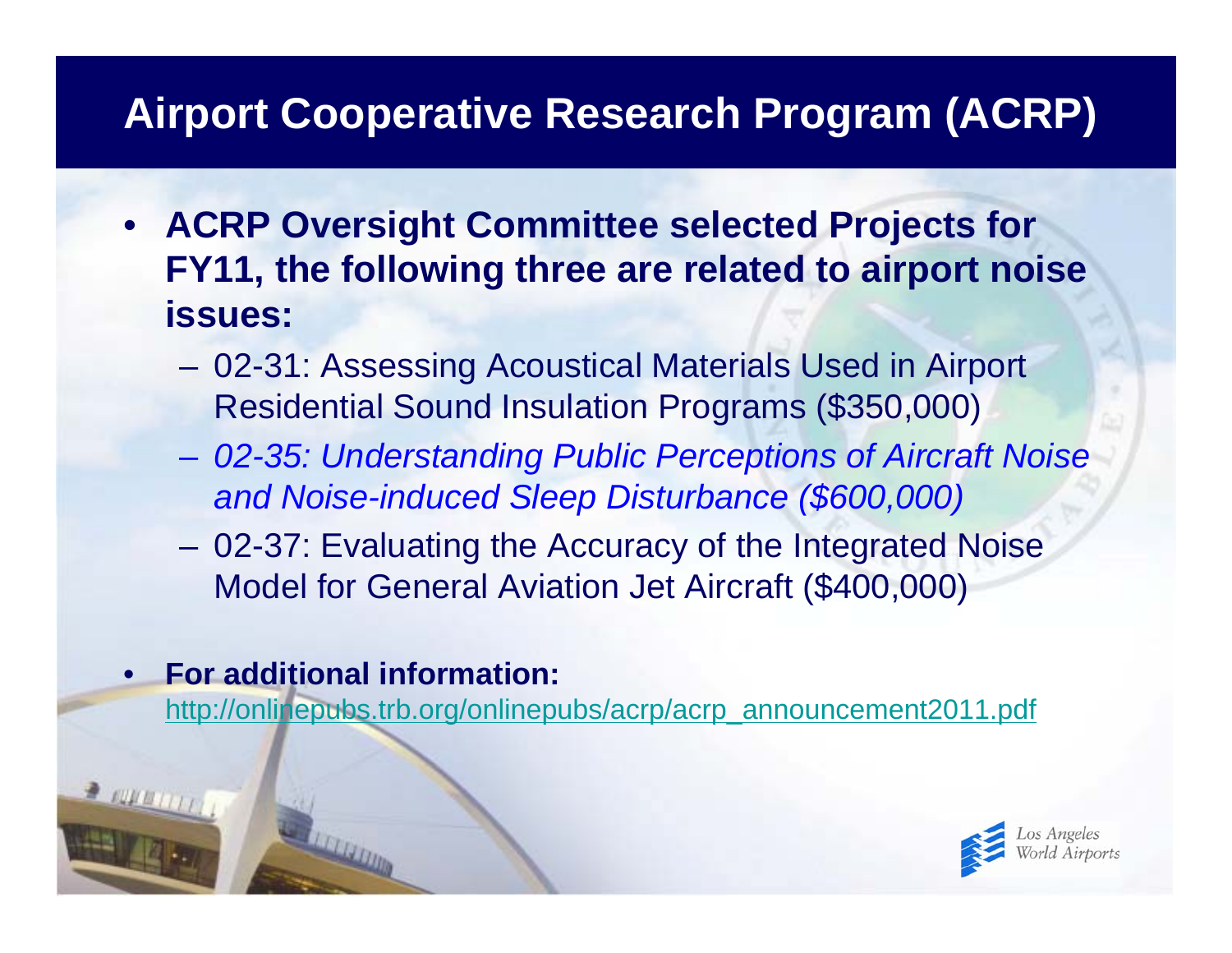# Airport Cooperative Research Program (ACRP)

- **ACRP Oversight Committee selected Projects for FY11, the following three are related to airport noise issues:**
  - 02-31: Assessing Acoustical Materials Used in Airport Residential Sound Insulation Programs ($350,000)
  - *02-35: Understanding Public Perceptions of Aircraft Noise and Noise-induced Sleep Disturbance ($600,000)*
  - 02-37: Evaluating the Accuracy of the Integrated Noise Model for General Aviation Jet Aircraft ($400,000)

- **For additional information:**
  http://onlinepubs.trb.org/onlinepubs/acrp/acrp_announcement2011.pdf

Los Angeles World Airports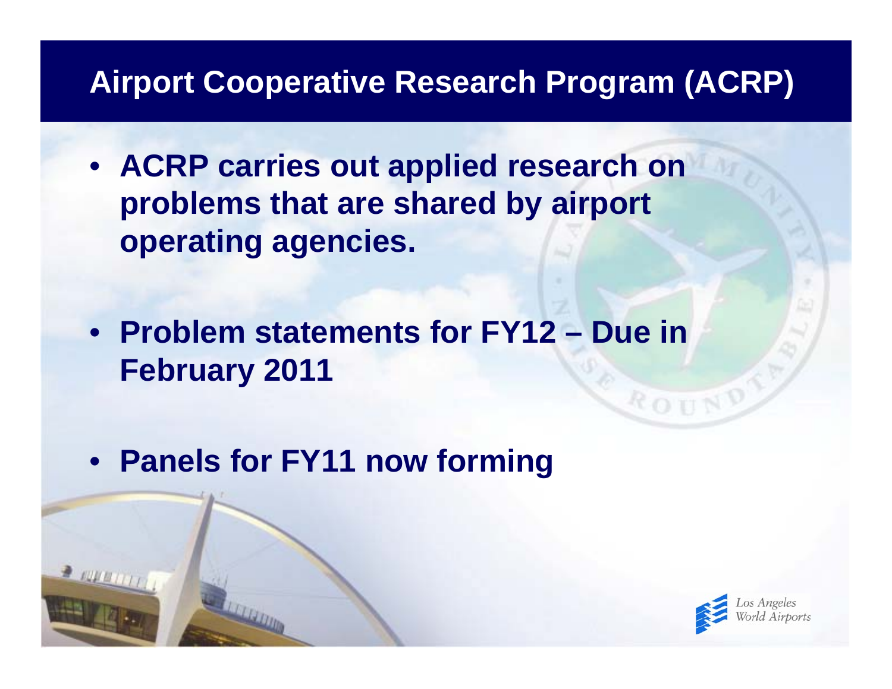# Airport Cooperative Research Program (ACRP)

- **ACRP carries out applied research on problems that are shared by airport operating agencies.**
- **Problem statements for FY12 – Due in February 2011**
- **Panels for FY11 now forming**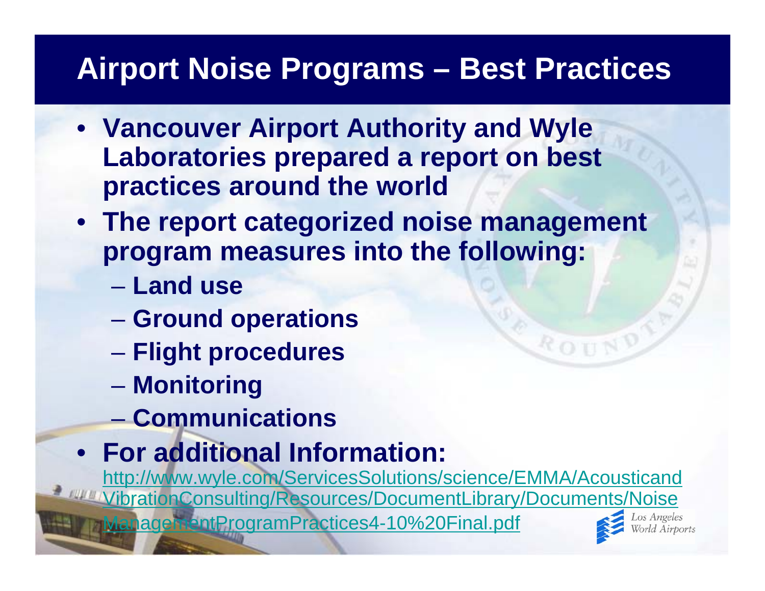# Airport Noise Programs – Best Practices

- **Vancouver Airport Authority and Wyle Laboratories prepared a report on best practices around the world**
- **The report categorized noise management program measures into the following:**
  - **Land use**
  - **Ground operations**
  - **Flight procedures**
  - **Monitoring**
  - **Communications**
- **For additional Information:** [http://www.wyle.com/ServicesSolutions/science/EMMA/AcousticandVibrationConsulting/Resources/DocumentLibrary/Documents/NoiseManagementProgramPractices4-10%20Final.pdf](http://www.wyle.com/ServicesSolutions/science/EMMA/AcousticandVibrationConsulting/Resources/DocumentLibrary/Documents/NoiseManagementProgramPractices4-10%20Final.pdf)

Los Angeles World Airports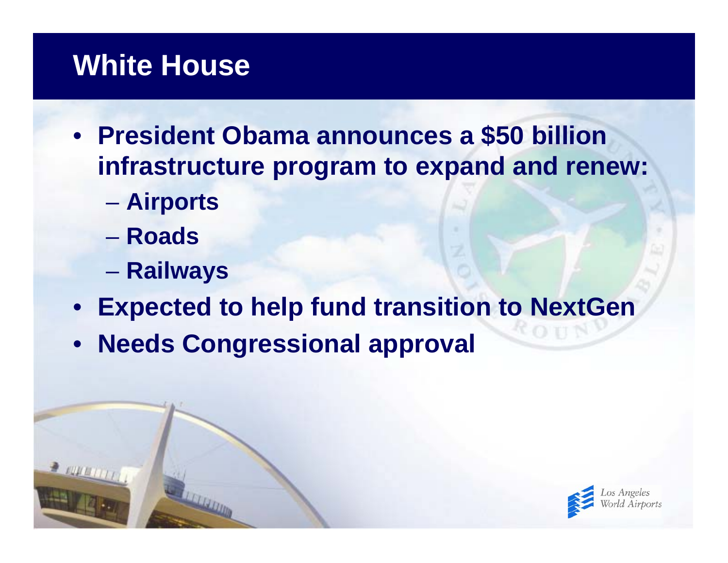# White House

- **President Obama announces a $50 billion infrastructure program to expand and renew:**
  - **Airports**
  - **Roads**
  - **Railways**
- **Expected to help fund transition to NextGen**
- **Needs Congressional approval**